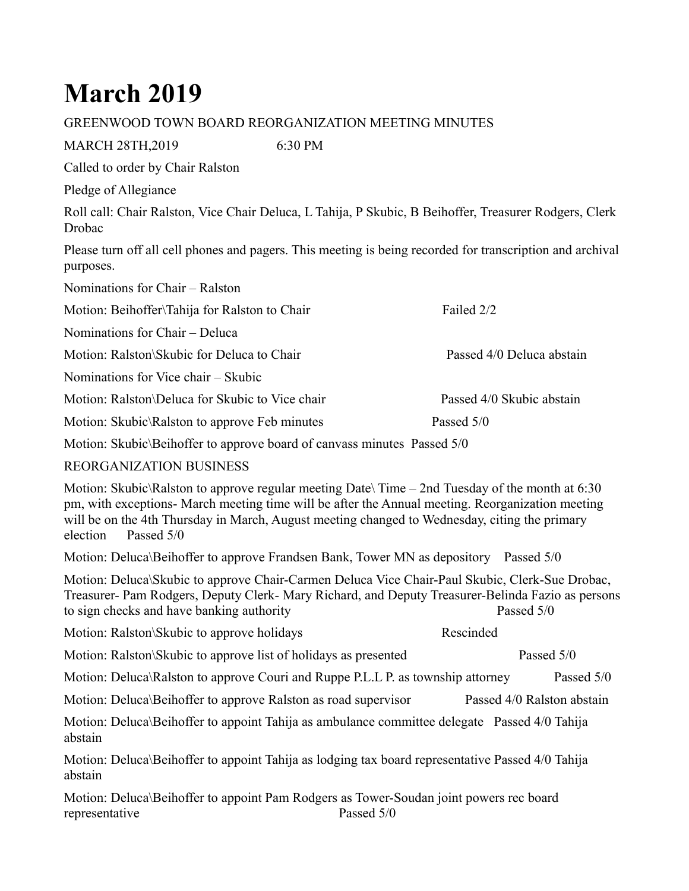# March 2019

GREENWOOD TOWN BOARD REORGANIZATION MEETING MINUTES

MARCH 28TH,2019 6:30 PM

Called to order by Chair Ralston

Pledge of Allegiance

Roll call: Chair Ralston, Vice Chair Deluca, L Tahija, P Skubic, B Beihoffer, Treasurer Rodgers, Clerk Drobac

Please turn off all cell phones and pagers. This meeting is being recorded for transcription and archival purposes.

Nominations for Chair – Ralston

Motion: Beihoffer\Tahija for Ralston to Chair Failed 2/2

Nominations for Chair – Deluca

Motion: Ralston\Skubic for Deluca to Chair Passed 4/0 Deluca abstain

Nominations for Vice chair – Skubic

Motion: Ralston\Deluca for Skubic to Vice chair Passed 4/0 Skubic abstain

Motion: Skubic\Ralston to approve Feb minutes Passed 5/0

Motion: Skubic\Beihoffer to approve board of canvass minutes Passed 5/0

REORGANIZATION BUSINESS

Motion: Skubic\Ralston to approve regular meeting Date\ Time – 2nd Tuesday of the month at 6:30 pm, with exceptions- March meeting time will be after the Annual meeting. Reorganization meeting will be on the 4th Thursday in March, August meeting changed to Wednesday, citing the primary election Passed 5/0

Motion: Deluca\Beihoffer to approve Frandsen Bank, Tower MN as depository Passed 5/0

Motion: Deluca\Skubic to approve Chair-Carmen Deluca Vice Chair-Paul Skubic, Clerk-Sue Drobac, Treasurer- Pam Rodgers, Deputy Clerk- Mary Richard, and Deputy Treasurer-Belinda Fazio as persons to sign checks and have banking authority Passed 5/0

Motion: Ralston\Skubic to approve holidays Rescinded

Motion: Ralston\Skubic to approve list of holidays as presented Passed 5/0

Motion: Deluca\Ralston to approve Couri and Ruppe P.L.L P. as township attorney Passed 5/0

Motion: Deluca\Beihoffer to approve Ralston as road supervisor Passed 4/0 Ralston abstain

Motion: Deluca\Beihoffer to appoint Tahija as ambulance committee delegate Passed 4/0 Tahija abstain

Motion: Deluca\Beihoffer to appoint Tahija as lodging tax board representative Passed 4/0 Tahija abstain

Motion: Deluca\Beihoffer to appoint Pam Rodgers as Tower-Soudan joint powers rec board representative Passed 5/0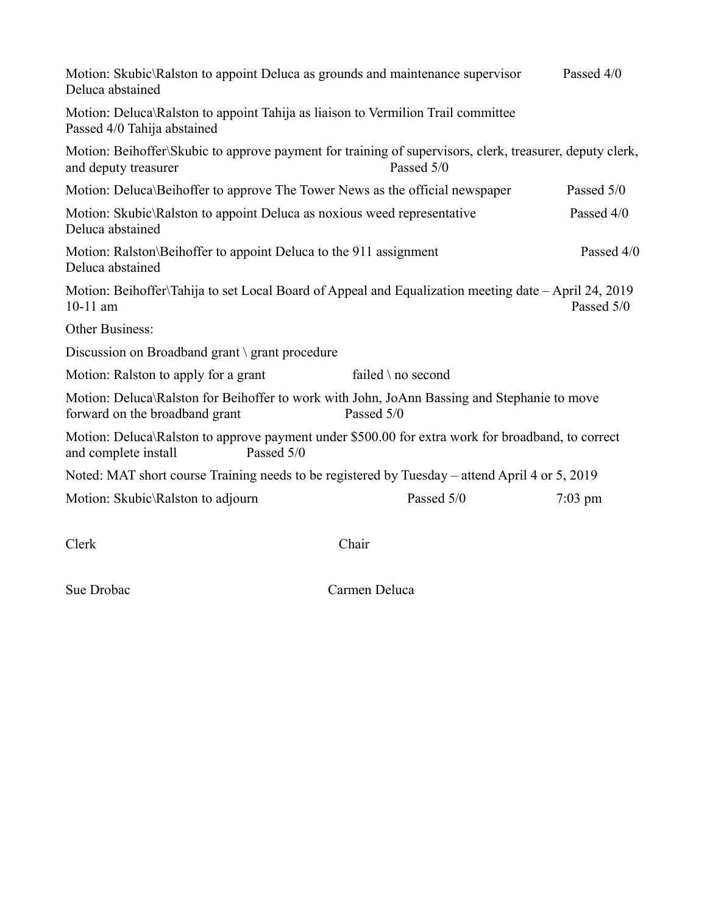Motion: Skubic\Ralston to appoint Deluca as grounds and maintenance supervisor Passed 4/0 Deluca abstained

Motion: Deluca\Ralston to appoint Tahija as liaison to Vermilion Trail committee Passed 4/0 Tahija abstained

Motion: Beihoffer\Skubic to approve payment for training of supervisors, clerk, treasurer, deputy clerk, and deputy treasurer Passed 5/0

Motion: Deluca\Beihoffer to approve The Tower News as the official newspaper Passed 5/0

Motion: Skubic\Ralston to appoint Deluca as noxious weed representative Passed 4/0 Deluca abstained

Motion: Ralston\Beihoffer to appoint Deluca to the 911 assignment Passed 4/0 Deluca abstained

Motion: Beihoffer\Tahija to set Local Board of Appeal and Equalization meeting date – April 24, 2019 10-11 am Passed 5/0

Other Business:

Discussion on Broadband grant \ grant procedure

Motion: Ralston to apply for a grant failed \ no second

Motion: Deluca\Ralston for Beihoffer to work with John, JoAnn Bassing and Stephanie to move forward on the broadband grant Passed 5/0

Motion: Deluca\Ralston to approve payment under $500.00 for extra work for broadband, to correct and complete install Passed 5/0

Noted: MAT short course Training needs to be registered by Tuesday – attend April 4 or 5, 2019

Motion: Skubic\Ralston to adjourn Passed 5/0 7:03 pm

| Clerk | Chair |
|---|---|
| Sue Drobac | Carmen Deluca |